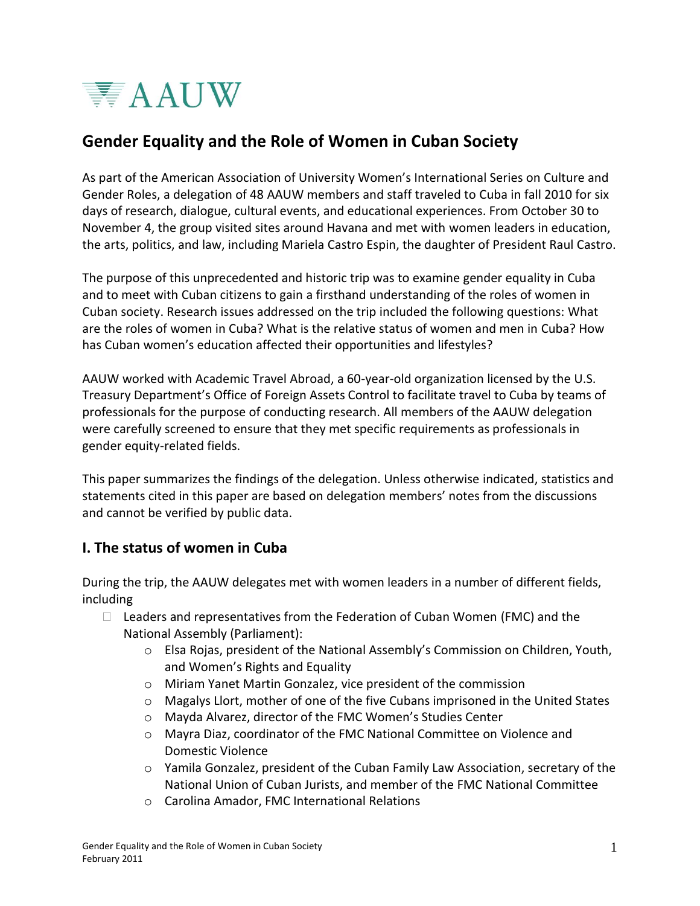AAUW

# Gender Equality and the Role of Women in Cuban Society

As part of the American Association of University Women's International Series on Culture and Gender Roles, a delegation of 48 AAUW members and staff traveled to Cuba in fall 2010 for six days of research, dialogue, cultural events, and educational experiences. From October 30 to November 4, the group visited sites around Havana and met with women leaders in education, the arts, politics, and law, including Mariela Castro Espin, the daughter of President Raul Castro.

The purpose of this unprecedented and historic trip was to examine gender equality in Cuba and to meet with Cuban citizens to gain a firsthand understanding of the roles of women in Cuban society. Research issues addressed on the trip included the following questions: What are the roles of women in Cuba? What is the relative status of women and men in Cuba? How has Cuban women's education affected their opportunities and lifestyles?

AAUW worked with Academic Travel Abroad, a 60-year-old organization licensed by the U.S. Treasury Department's Office of Foreign Assets Control to facilitate travel to Cuba by teams of professionals for the purpose of conducting research. All members of the AAUW delegation were carefully screened to ensure that they met specific requirements as professionals in gender equity-related fields.

This paper summarizes the findings of the delegation. Unless otherwise indicated, statistics and statements cited in this paper are based on delegation members' notes from the discussions and cannot be verified by public data.

## I. The status of women in Cuba

During the trip, the AAUW delegates met with women leaders in a number of different fields, including

- Leaders and representatives from the Federation of Cuban Women (FMC) and the National Assembly (Parliament):
  - Elsa Rojas, president of the National Assembly's Commission on Children, Youth, and Women's Rights and Equality
  - Miriam Yanet Martin Gonzalez, vice president of the commission
  - Magalys Llort, mother of one of the five Cubans imprisoned in the United States
  - Mayda Alvarez, director of the FMC Women's Studies Center
  - Mayra Diaz, coordinator of the FMC National Committee on Violence and Domestic Violence
  - Yamila Gonzalez, president of the Cuban Family Law Association, secretary of the National Union of Cuban Jurists, and member of the FMC National Committee
  - Carolina Amador, FMC International Relations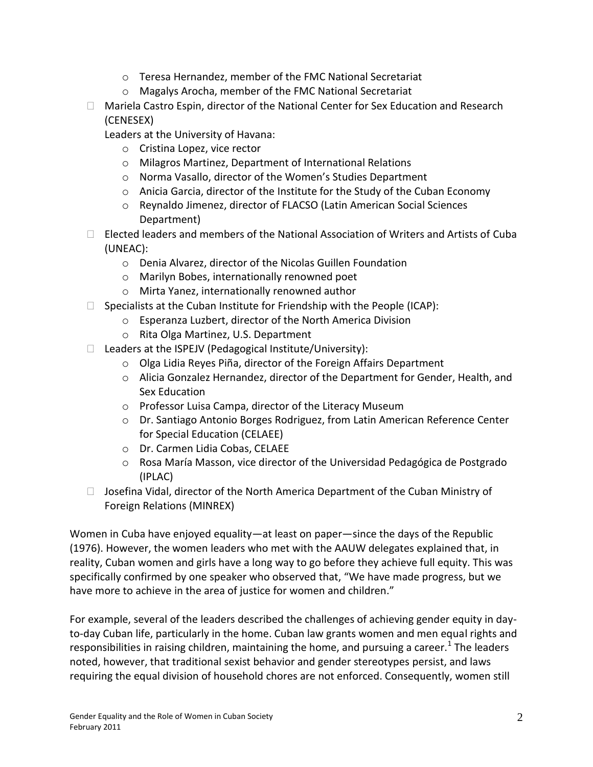- Teresa Hernandez, member of the FMC National Secretariat
    - Magalys Arocha, member of the FMC National Secretariat
- Mariela Castro Espin, director of the National Center for Sex Education and Research (CENESEX)

  Leaders at the University of Havana:
    - Cristina Lopez, vice rector
    - Milagros Martinez, Department of International Relations
    - Norma Vasallo, director of the Women's Studies Department
    - Anicia Garcia, director of the Institute for the Study of the Cuban Economy
    - Reynaldo Jimenez, director of FLACSO (Latin American Social Sciences Department)
- Elected leaders and members of the National Association of Writers and Artists of Cuba (UNEAC):
    - Denia Alvarez, director of the Nicolas Guillen Foundation
    - Marilyn Bobes, internationally renowned poet
    - Mirta Yanez, internationally renowned author
- Specialists at the Cuban Institute for Friendship with the People (ICAP):
    - Esperanza Luzbert, director of the North America Division
    - Rita Olga Martinez, U.S. Department
- Leaders at the ISPEJV (Pedagogical Institute/University):
    - Olga Lidia Reyes Piña, director of the Foreign Affairs Department
    - Alicia Gonzalez Hernandez, director of the Department for Gender, Health, and Sex Education
    - Professor Luisa Campa, director of the Literacy Museum
    - Dr. Santiago Antonio Borges Rodriguez, from Latin American Reference Center for Special Education (CELAEE)
    - Dr. Carmen Lidia Cobas, CELAEE
    - Rosa María Masson, vice director of the Universidad Pedagógica de Postgrado (IPLAC)
- Josefina Vidal, director of the North America Department of the Cuban Ministry of Foreign Relations (MINREX)

Women in Cuba have enjoyed equality—at least on paper—since the days of the Republic (1976). However, the women leaders who met with the AAUW delegates explained that, in reality, Cuban women and girls have a long way to go before they achieve full equity. This was specifically confirmed by one speaker who observed that, "We have made progress, but we have more to achieve in the area of justice for women and children."

For example, several of the leaders described the challenges of achieving gender equity in day-to-day Cuban life, particularly in the home. Cuban law grants women and men equal rights and responsibilities in raising children, maintaining the home, and pursuing a career.[1] The leaders noted, however, that traditional sexist behavior and gender stereotypes persist, and laws requiring the equal division of household chores are not enforced. Consequently, women still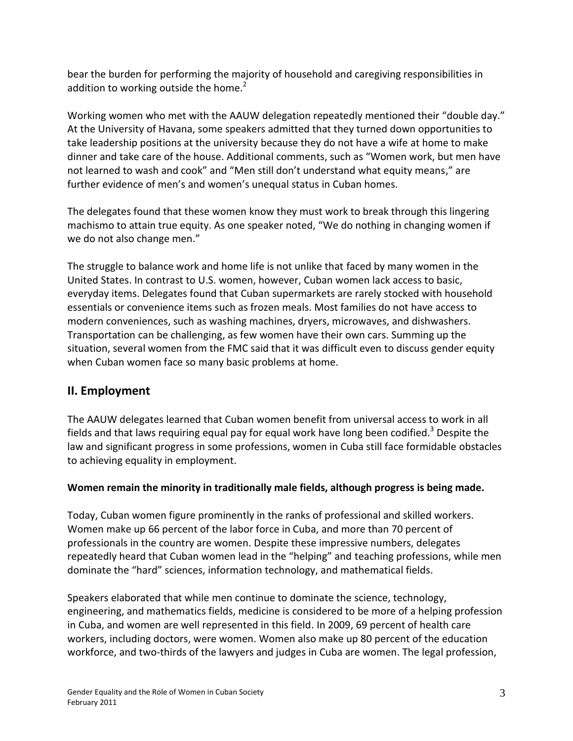bear the burden for performing the majority of household and caregiving responsibilities in addition to working outside the home.[2]

Working women who met with the AAUW delegation repeatedly mentioned their "double day." At the University of Havana, some speakers admitted that they turned down opportunities to take leadership positions at the university because they do not have a wife at home to make dinner and take care of the house. Additional comments, such as "Women work, but men have not learned to wash and cook" and "Men still don't understand what equity means," are further evidence of men's and women's unequal status in Cuban homes.

The delegates found that these women know they must work to break through this lingering machismo to attain true equity. As one speaker noted, "We do nothing in changing women if we do not also change men."

The struggle to balance work and home life is not unlike that faced by many women in the United States. In contrast to U.S. women, however, Cuban women lack access to basic, everyday items. Delegates found that Cuban supermarkets are rarely stocked with household essentials or convenience items such as frozen meals. Most families do not have access to modern conveniences, such as washing machines, dryers, microwaves, and dishwashers. Transportation can be challenging, as few women have their own cars. Summing up the situation, several women from the FMC said that it was difficult even to discuss gender equity when Cuban women face so many basic problems at home.

## II. Employment

The AAUW delegates learned that Cuban women benefit from universal access to work in all fields and that laws requiring equal pay for equal work have long been codified.[3] Despite the law and significant progress in some professions, women in Cuba still face formidable obstacles to achieving equality in employment.

**Women remain the minority in traditionally male fields, although progress is being made.**

Today, Cuban women figure prominently in the ranks of professional and skilled workers. Women make up 66 percent of the labor force in Cuba, and more than 70 percent of professionals in the country are women. Despite these impressive numbers, delegates repeatedly heard that Cuban women lead in the "helping" and teaching professions, while men dominate the "hard" sciences, information technology, and mathematical fields.

Speakers elaborated that while men continue to dominate the science, technology, engineering, and mathematics fields, medicine is considered to be more of a helping profession in Cuba, and women are well represented in this field. In 2009, 69 percent of health care workers, including doctors, were women. Women also make up 80 percent of the education workforce, and two-thirds of the lawyers and judges in Cuba are women. The legal profession,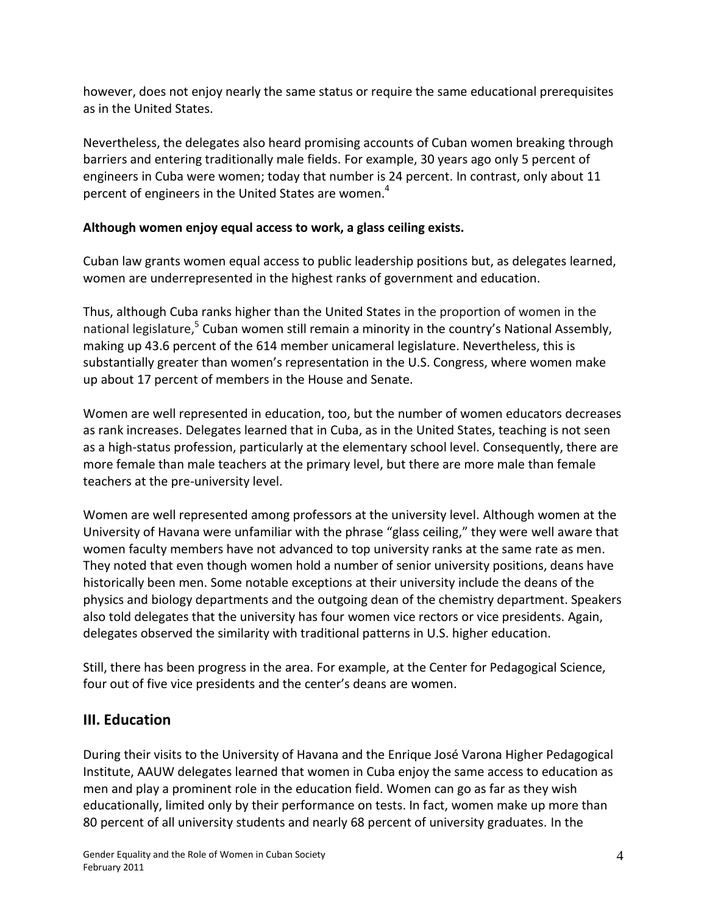however, does not enjoy nearly the same status or require the same educational prerequisites as in the United States.

Nevertheless, the delegates also heard promising accounts of Cuban women breaking through barriers and entering traditionally male fields. For example, 30 years ago only 5 percent of engineers in Cuba were women; today that number is 24 percent. In contrast, only about 11 percent of engineers in the United States are women.[4]

**Although women enjoy equal access to work, a glass ceiling exists.**

Cuban law grants women equal access to public leadership positions but, as delegates learned, women are underrepresented in the highest ranks of government and education.

Thus, although Cuba ranks higher than the United States in the proportion of women in the national legislature,[5] Cuban women still remain a minority in the country's National Assembly, making up 43.6 percent of the 614 member unicameral legislature. Nevertheless, this is substantially greater than women's representation in the U.S. Congress, where women make up about 17 percent of members in the House and Senate.

Women are well represented in education, too, but the number of women educators decreases as rank increases. Delegates learned that in Cuba, as in the United States, teaching is not seen as a high-status profession, particularly at the elementary school level. Consequently, there are more female than male teachers at the primary level, but there are more male than female teachers at the pre-university level.

Women are well represented among professors at the university level. Although women at the University of Havana were unfamiliar with the phrase "glass ceiling," they were well aware that women faculty members have not advanced to top university ranks at the same rate as men. They noted that even though women hold a number of senior university positions, deans have historically been men. Some notable exceptions at their university include the deans of the physics and biology departments and the outgoing dean of the chemistry department. Speakers also told delegates that the university has four women vice rectors or vice presidents. Again, delegates observed the similarity with traditional patterns in U.S. higher education.

Still, there has been progress in the area. For example, at the Center for Pedagogical Science, four out of five vice presidents and the center's deans are women.

## III. Education

During their visits to the University of Havana and the Enrique José Varona Higher Pedagogical Institute, AAUW delegates learned that women in Cuba enjoy the same access to education as men and play a prominent role in the education field. Women can go as far as they wish educationally, limited only by their performance on tests. In fact, women make up more than 80 percent of all university students and nearly 68 percent of university graduates. In the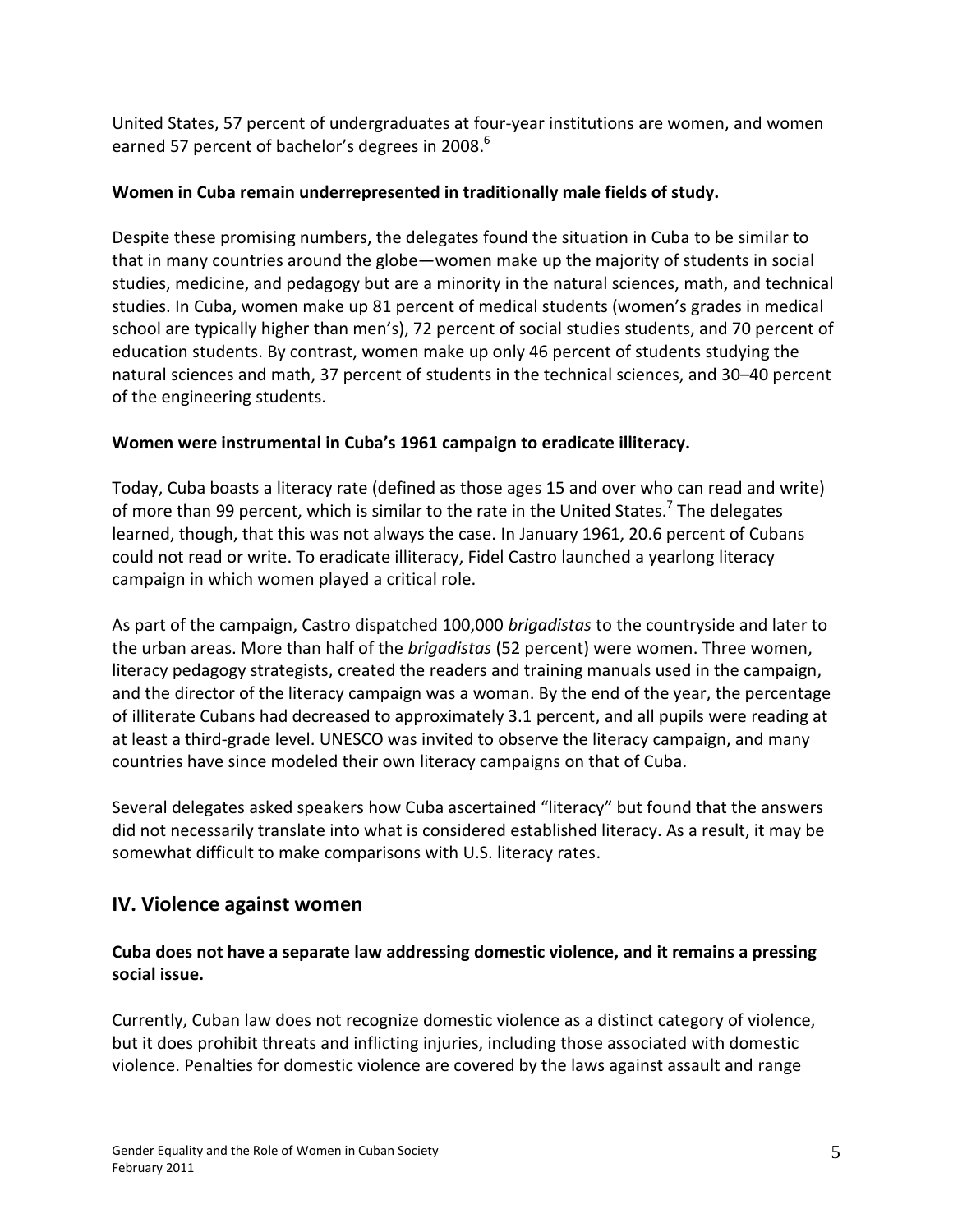United States, 57 percent of undergraduates at four-year institutions are women, and women earned 57 percent of bachelor's degrees in 2008.[6]

**Women in Cuba remain underrepresented in traditionally male fields of study.**

Despite these promising numbers, the delegates found the situation in Cuba to be similar to that in many countries around the globe—women make up the majority of students in social studies, medicine, and pedagogy but are a minority in the natural sciences, math, and technical studies. In Cuba, women make up 81 percent of medical students (women's grades in medical school are typically higher than men's), 72 percent of social studies students, and 70 percent of education students. By contrast, women make up only 46 percent of students studying the natural sciences and math, 37 percent of students in the technical sciences, and 30–40 percent of the engineering students.

**Women were instrumental in Cuba's 1961 campaign to eradicate illiteracy.**

Today, Cuba boasts a literacy rate (defined as those ages 15 and over who can read and write) of more than 99 percent, which is similar to the rate in the United States.[7] The delegates learned, though, that this was not always the case. In January 1961, 20.6 percent of Cubans could not read or write. To eradicate illiteracy, Fidel Castro launched a yearlong literacy campaign in which women played a critical role.

As part of the campaign, Castro dispatched 100,000 *brigadistas* to the countryside and later to the urban areas. More than half of the *brigadistas* (52 percent) were women. Three women, literacy pedagogy strategists, created the readers and training manuals used in the campaign, and the director of the literacy campaign was a woman. By the end of the year, the percentage of illiterate Cubans had decreased to approximately 3.1 percent, and all pupils were reading at at least a third-grade level. UNESCO was invited to observe the literacy campaign, and many countries have since modeled their own literacy campaigns on that of Cuba.

Several delegates asked speakers how Cuba ascertained "literacy" but found that the answers did not necessarily translate into what is considered established literacy. As a result, it may be somewhat difficult to make comparisons with U.S. literacy rates.

## IV. Violence against women

**Cuba does not have a separate law addressing domestic violence, and it remains a pressing social issue.**

Currently, Cuban law does not recognize domestic violence as a distinct category of violence, but it does prohibit threats and inflicting injuries, including those associated with domestic violence. Penalties for domestic violence are covered by the laws against assault and range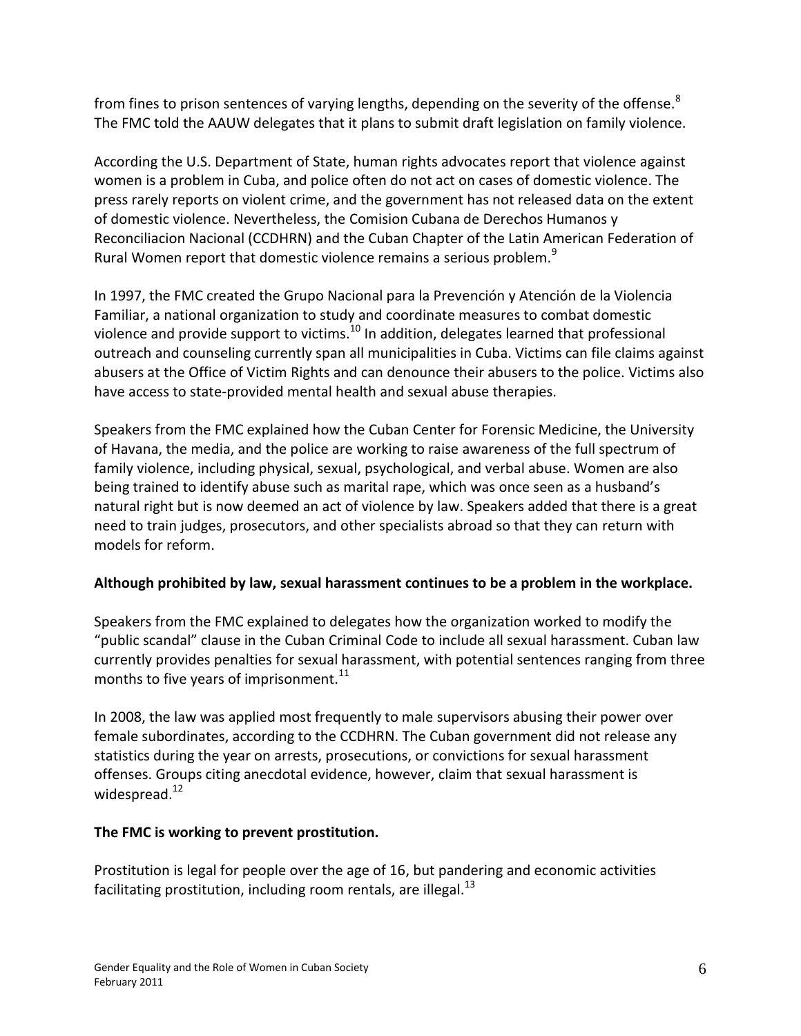from fines to prison sentences of varying lengths, depending on the severity of the offense.[8] The FMC told the AAUW delegates that it plans to submit draft legislation on family violence.

According the U.S. Department of State, human rights advocates report that violence against women is a problem in Cuba, and police often do not act on cases of domestic violence. The press rarely reports on violent crime, and the government has not released data on the extent of domestic violence. Nevertheless, the Comision Cubana de Derechos Humanos y Reconciliacion Nacional (CCDHRN) and the Cuban Chapter of the Latin American Federation of Rural Women report that domestic violence remains a serious problem.[9]

In 1997, the FMC created the Grupo Nacional para la Prevención y Atención de la Violencia Familiar, a national organization to study and coordinate measures to combat domestic violence and provide support to victims.[10] In addition, delegates learned that professional outreach and counseling currently span all municipalities in Cuba. Victims can file claims against abusers at the Office of Victim Rights and can denounce their abusers to the police. Victims also have access to state-provided mental health and sexual abuse therapies.

Speakers from the FMC explained how the Cuban Center for Forensic Medicine, the University of Havana, the media, and the police are working to raise awareness of the full spectrum of family violence, including physical, sexual, psychological, and verbal abuse. Women are also being trained to identify abuse such as marital rape, which was once seen as a husband's natural right but is now deemed an act of violence by law. Speakers added that there is a great need to train judges, prosecutors, and other specialists abroad so that they can return with models for reform.

**Although prohibited by law, sexual harassment continues to be a problem in the workplace.**

Speakers from the FMC explained to delegates how the organization worked to modify the "public scandal" clause in the Cuban Criminal Code to include all sexual harassment. Cuban law currently provides penalties for sexual harassment, with potential sentences ranging from three months to five years of imprisonment.[11]

In 2008, the law was applied most frequently to male supervisors abusing their power over female subordinates, according to the CCDHRN. The Cuban government did not release any statistics during the year on arrests, prosecutions, or convictions for sexual harassment offenses. Groups citing anecdotal evidence, however, claim that sexual harassment is widespread.[12]

**The FMC is working to prevent prostitution.**

Prostitution is legal for people over the age of 16, but pandering and economic activities facilitating prostitution, including room rentals, are illegal.[13]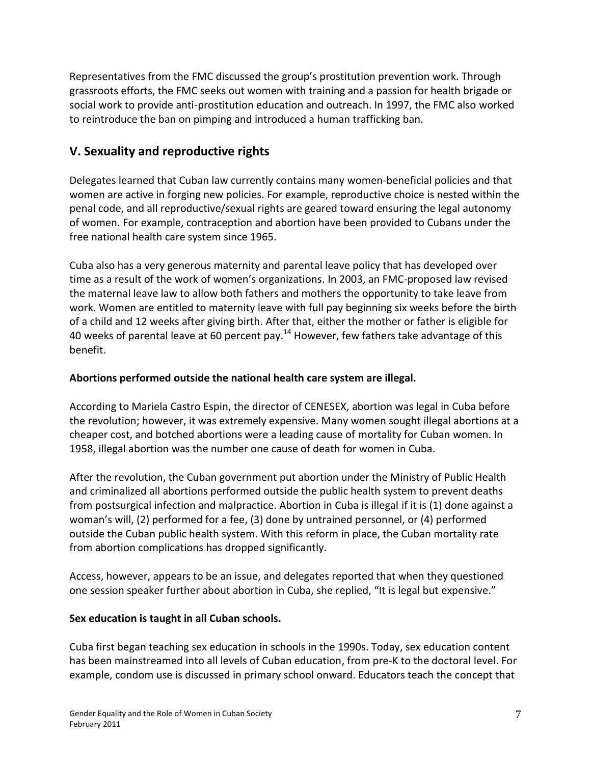Representatives from the FMC discussed the group's prostitution prevention work. Through grassroots efforts, the FMC seeks out women with training and a passion for health brigade or social work to provide anti-prostitution education and outreach. In 1997, the FMC also worked to reintroduce the ban on pimping and introduced a human trafficking ban.

## V. Sexuality and reproductive rights

Delegates learned that Cuban law currently contains many women-beneficial policies and that women are active in forging new policies. For example, reproductive choice is nested within the penal code, and all reproductive/sexual rights are geared toward ensuring the legal autonomy of women. For example, contraception and abortion have been provided to Cubans under the free national health care system since 1965.

Cuba also has a very generous maternity and parental leave policy that has developed over time as a result of the work of women's organizations. In 2003, an FMC-proposed law revised the maternal leave law to allow both fathers and mothers the opportunity to take leave from work. Women are entitled to maternity leave with full pay beginning six weeks before the birth of a child and 12 weeks after giving birth. After that, either the mother or father is eligible for 40 weeks of parental leave at 60 percent pay.[14] However, few fathers take advantage of this benefit.

**Abortions performed outside the national health care system are illegal.**

According to Mariela Castro Espin, the director of CENESEX, abortion was legal in Cuba before the revolution; however, it was extremely expensive. Many women sought illegal abortions at a cheaper cost, and botched abortions were a leading cause of mortality for Cuban women. In 1958, illegal abortion was the number one cause of death for women in Cuba.

After the revolution, the Cuban government put abortion under the Ministry of Public Health and criminalized all abortions performed outside the public health system to prevent deaths from postsurgical infection and malpractice. Abortion in Cuba is illegal if it is (1) done against a woman's will, (2) performed for a fee, (3) done by untrained personnel, or (4) performed outside the Cuban public health system. With this reform in place, the Cuban mortality rate from abortion complications has dropped significantly.

Access, however, appears to be an issue, and delegates reported that when they questioned one session speaker further about abortion in Cuba, she replied, "It is legal but expensive."

**Sex education is taught in all Cuban schools.**

Cuba first began teaching sex education in schools in the 1990s. Today, sex education content has been mainstreamed into all levels of Cuban education, from pre-K to the doctoral level. For example, condom use is discussed in primary school onward. Educators teach the concept that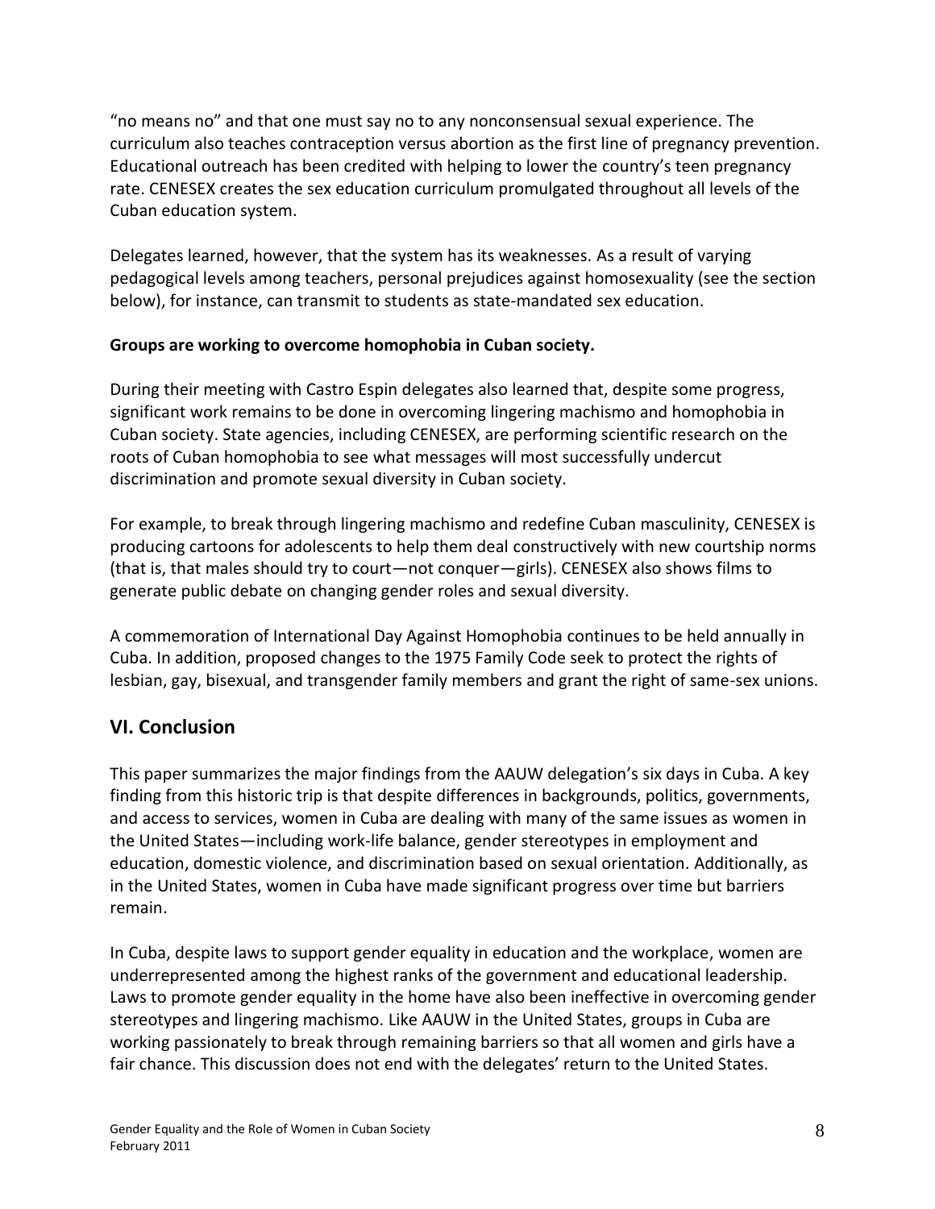"no means no" and that one must say no to any nonconsensual sexual experience. The curriculum also teaches contraception versus abortion as the first line of pregnancy prevention. Educational outreach has been credited with helping to lower the country's teen pregnancy rate. CENESEX creates the sex education curriculum promulgated throughout all levels of the Cuban education system.

Delegates learned, however, that the system has its weaknesses. As a result of varying pedagogical levels among teachers, personal prejudices against homosexuality (see the section below), for instance, can transmit to students as state-mandated sex education.

**Groups are working to overcome homophobia in Cuban society.**

During their meeting with Castro Espin delegates also learned that, despite some progress, significant work remains to be done in overcoming lingering machismo and homophobia in Cuban society. State agencies, including CENESEX, are performing scientific research on the roots of Cuban homophobia to see what messages will most successfully undercut discrimination and promote sexual diversity in Cuban society.

For example, to break through lingering machismo and redefine Cuban masculinity, CENESEX is producing cartoons for adolescents to help them deal constructively with new courtship norms (that is, that males should try to court—not conquer—girls). CENESEX also shows films to generate public debate on changing gender roles and sexual diversity.

A commemoration of International Day Against Homophobia continues to be held annually in Cuba. In addition, proposed changes to the 1975 Family Code seek to protect the rights of lesbian, gay, bisexual, and transgender family members and grant the right of same-sex unions.

## VI. Conclusion

This paper summarizes the major findings from the AAUW delegation's six days in Cuba. A key finding from this historic trip is that despite differences in backgrounds, politics, governments, and access to services, women in Cuba are dealing with many of the same issues as women in the United States—including work-life balance, gender stereotypes in employment and education, domestic violence, and discrimination based on sexual orientation. Additionally, as in the United States, women in Cuba have made significant progress over time but barriers remain.

In Cuba, despite laws to support gender equality in education and the workplace, women are underrepresented among the highest ranks of the government and educational leadership. Laws to promote gender equality in the home have also been ineffective in overcoming gender stereotypes and lingering machismo. Like AAUW in the United States, groups in Cuba are working passionately to break through remaining barriers so that all women and girls have a fair chance. This discussion does not end with the delegates' return to the United States.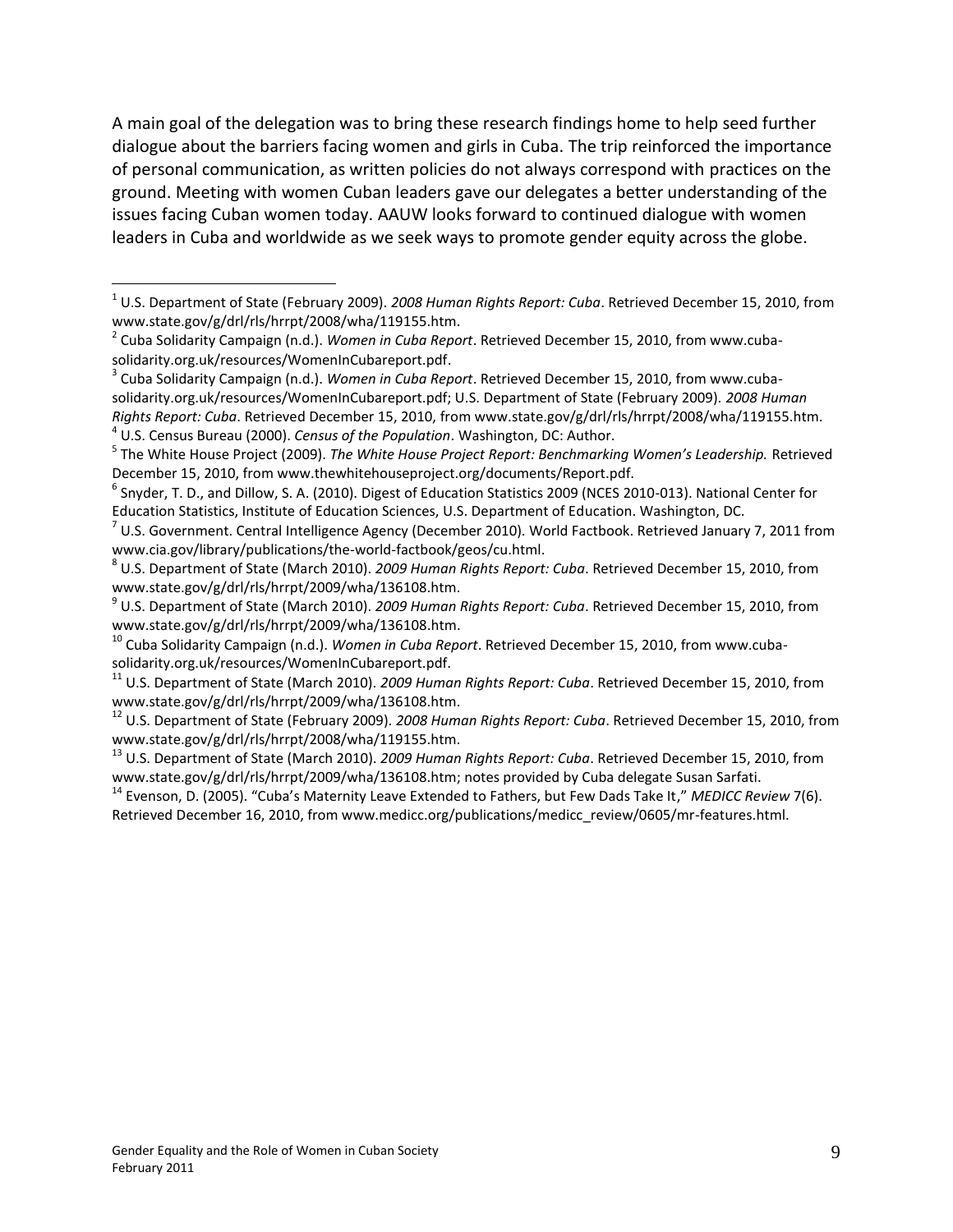A main goal of the delegation was to bring these research findings home to help seed further dialogue about the barriers facing women and girls in Cuba. The trip reinforced the importance of personal communication, as written policies do not always correspond with practices on the ground. Meeting with women Cuban leaders gave our delegates a better understanding of the issues facing Cuban women today. AAUW looks forward to continued dialogue with women leaders in Cuba and worldwide as we seek ways to promote gender equity across the globe.

---

[1] U.S. Department of State (February 2009). *2008 Human Rights Report: Cuba*. Retrieved December 15, 2010, from www.state.gov/g/drl/rls/hrrpt/2008/wha/119155.htm.

[2] Cuba Solidarity Campaign (n.d.). *Women in Cuba Report*. Retrieved December 15, 2010, from www.cuba-solidarity.org.uk/resources/WomenInCubareport.pdf.

[3] Cuba Solidarity Campaign (n.d.). *Women in Cuba Report*. Retrieved December 15, 2010, from www.cuba-solidarity.org.uk/resources/WomenInCubareport.pdf; U.S. Department of State (February 2009). *2008 Human Rights Report: Cuba*. Retrieved December 15, 2010, from www.state.gov/g/drl/rls/hrrpt/2008/wha/119155.htm.

[4] U.S. Census Bureau (2000). *Census of the Population*. Washington, DC: Author.

[5] The White House Project (2009). *The White House Project Report: Benchmarking Women's Leadership.* Retrieved December 15, 2010, from www.thewhitehouseproject.org/documents/Report.pdf.

[6] Snyder, T. D., and Dillow, S. A. (2010). Digest of Education Statistics 2009 (NCES 2010-013). National Center for Education Statistics, Institute of Education Sciences, U.S. Department of Education. Washington, DC.

[7] U.S. Government. Central Intelligence Agency (December 2010). World Factbook. Retrieved January 7, 2011 from www.cia.gov/library/publications/the-world-factbook/geos/cu.html.

[8] U.S. Department of State (March 2010). *2009 Human Rights Report: Cuba*. Retrieved December 15, 2010, from www.state.gov/g/drl/rls/hrrpt/2009/wha/136108.htm.

[9] U.S. Department of State (March 2010). *2009 Human Rights Report: Cuba*. Retrieved December 15, 2010, from www.state.gov/g/drl/rls/hrrpt/2009/wha/136108.htm.

[10] Cuba Solidarity Campaign (n.d.). *Women in Cuba Report*. Retrieved December 15, 2010, from www.cuba-solidarity.org.uk/resources/WomenInCubareport.pdf.

[11] U.S. Department of State (March 2010). *2009 Human Rights Report: Cuba*. Retrieved December 15, 2010, from www.state.gov/g/drl/rls/hrrpt/2009/wha/136108.htm.

[12] U.S. Department of State (February 2009). *2008 Human Rights Report: Cuba*. Retrieved December 15, 2010, from www.state.gov/g/drl/rls/hrrpt/2008/wha/119155.htm.

[13] U.S. Department of State (March 2010). *2009 Human Rights Report: Cuba*. Retrieved December 15, 2010, from www.state.gov/g/drl/rls/hrrpt/2009/wha/136108.htm; notes provided by Cuba delegate Susan Sarfati.

[14] Evenson, D. (2005). "Cuba's Maternity Leave Extended to Fathers, but Few Dads Take It," *MEDICC Review* 7(6). Retrieved December 16, 2010, from www.medicc.org/publications/medicc_review/0605/mr-features.html.